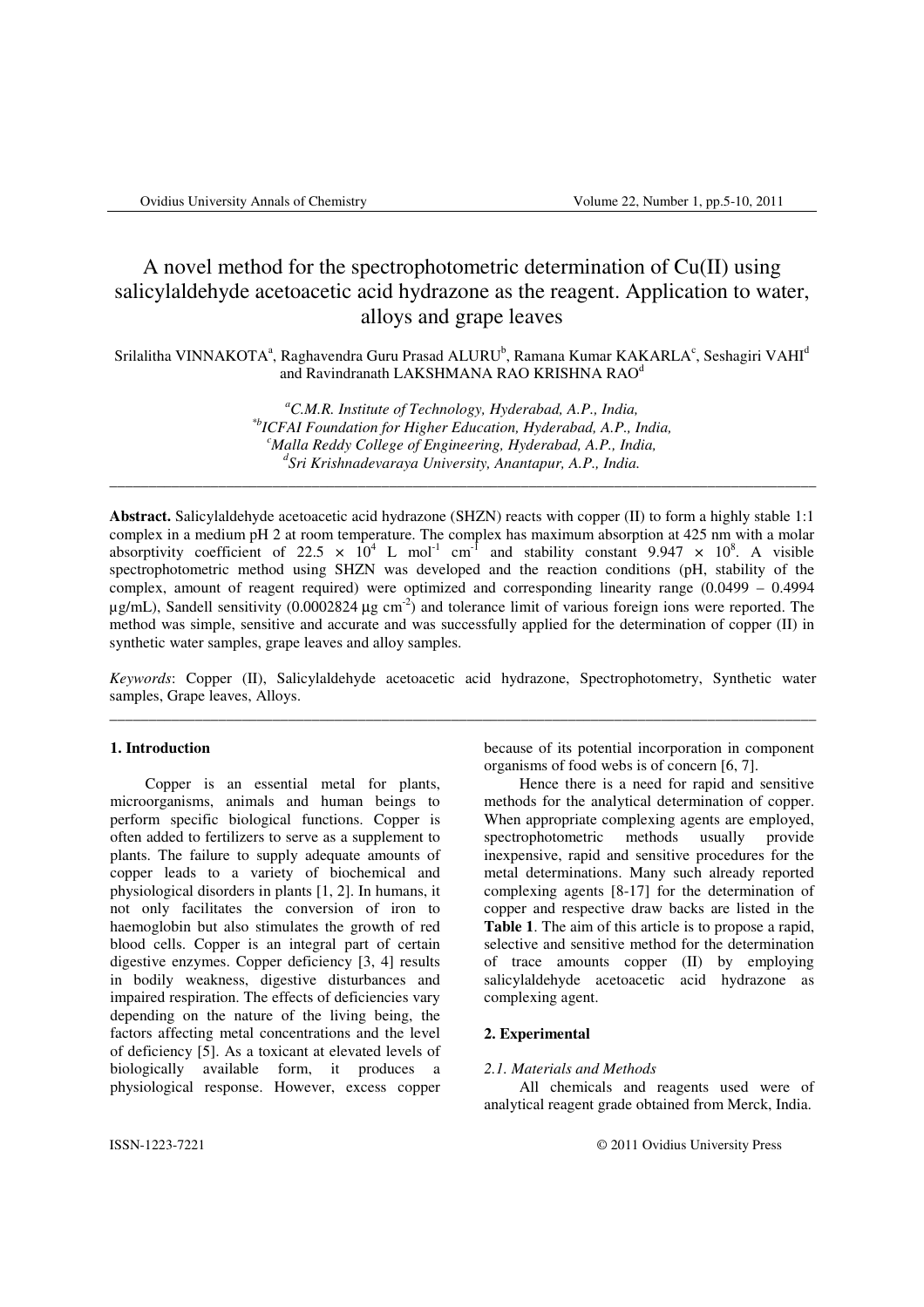# A novel method for the spectrophotometric determination of Cu(II) using salicylaldehyde acetoacetic acid hydrazone as the reagent. Application to water, alloys and grape leaves

Srilalitha VINNAKOTA[a], Raghavendra Guru Prasad ALURU[b], Ramana Kumar KAKARLA[c], Seshagiri VAHI[d] and Ravindranath LAKSHMANA RAO KRISHNA RAO[d]

[a]*C.M.R. Institute of Technology, Hyderabad, A.P., India,*
[*b]*ICFAI Foundation for Higher Education, Hyderabad, A.P., India,*
[c]*Malla Reddy College of Engineering, Hyderabad, A.P., India,*
[d]*Sri Krishnadevaraya University, Anantapur, A.P., India.*

---

**Abstract.** Salicylaldehyde acetoacetic acid hydrazone (SHZN) reacts with copper (II) to form a highly stable 1:1 complex in a medium pH 2 at room temperature. The complex has maximum absorption at 425 nm with a molar absorptivity coefficient of $22.5 \times 10^4$ L mol$^{-1}$ cm$^{-1}$ and stability constant $9.947 \times 10^8$. A visible spectrophotometric method using SHZN was developed and the reaction conditions (pH, stability of the complex, amount of reagent required) were optimized and corresponding linearity range (0.0499 – 0.4994 µg/mL), Sandell sensitivity (0.0002824 µg cm$^{-2}$) and tolerance limit of various foreign ions were reported. The method was simple, sensitive and accurate and was successfully applied for the determination of copper (II) in synthetic water samples, grape leaves and alloy samples.

*Keywords*: Copper (II), Salicylaldehyde acetoacetic acid hydrazone, Spectrophotometry, Synthetic water samples, Grape leaves, Alloys.

---

## 1. Introduction

Copper is an essential metal for plants, microorganisms, animals and human beings to perform specific biological functions. Copper is often added to fertilizers to serve as a supplement to plants. The failure to supply adequate amounts of copper leads to a variety of biochemical and physiological disorders in plants [1, 2]. In humans, it not only facilitates the conversion of iron to haemoglobin but also stimulates the growth of red blood cells. Copper is an integral part of certain digestive enzymes. Copper deficiency [3, 4] results in bodily weakness, digestive disturbances and impaired respiration. The effects of deficiencies vary depending on the nature of the living being, the factors affecting metal concentrations and the level of deficiency [5]. As a toxicant at elevated levels of biologically available form, it produces a physiological response. However, excess copper because of its potential incorporation in component organisms of food webs is of concern [6, 7].

Hence there is a need for rapid and sensitive methods for the analytical determination of copper. When appropriate complexing agents are employed, spectrophotometric methods usually provide inexpensive, rapid and sensitive procedures for the metal determinations. Many such already reported complexing agents [8-17] for the determination of copper and respective draw backs are listed in the **Table 1**. The aim of this article is to propose a rapid, selective and sensitive method for the determination of trace amounts copper (II) by employing salicylaldehyde acetoacetic acid hydrazone as complexing agent.

## 2. Experimental

### *2.1. Materials and Methods*

All chemicals and reagents used were of analytical reagent grade obtained from Merck, India.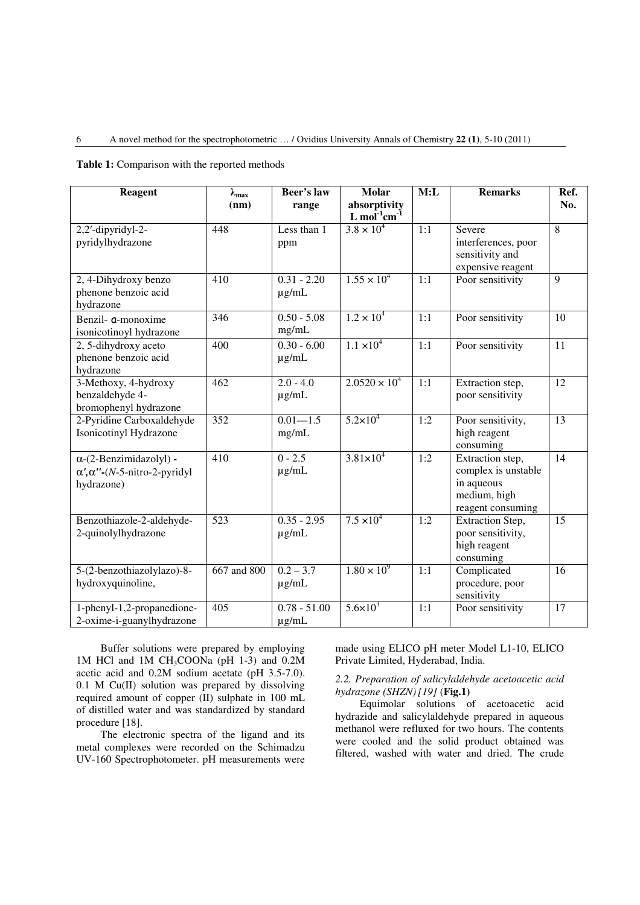**Table 1:** Comparison with the reported methods

| Reagent | $\lambda_{max}$ (nm) | Beer's law range | Molar absorptivity L mol$^{-1}$cm$^{-1}$ | M:L | Remarks | Ref. No. |
|---|---|---|---|---|---|---|
| 2,2′-dipyridyl-2-pyridylhydrazone | 448 | Less than 1 ppm | $3.8 \times 10^4$ | 1:1 | Severe interferences, poor sensitivity and expensive reagent | 8 |
| 2, 4-Dihydroxy benzo phenone benzoic acid hydrazone | 410 | 0.31 - 2.20 µg/mL | $1.55 \times 10^4$ | 1:1 | Poor sensitivity | 9 |
| Benzil- α-monoxime isonicotinoyl hydrazone | 346 | 0.50 - 5.08 mg/mL | $1.2 \times 10^4$ | 1:1 | Poor sensitivity | 10 |
| 2, 5-dihydroxy aceto phenone benzoic acid hydrazone | 400 | 0.30 - 6.00 µg/mL | $1.1 \times 10^4$ | 1:1 | Poor sensitivity | 11 |
| 3-Methoxy, 4-hydroxy benzaldehyde 4-bromophenyl hydrazone | 462 | 2.0 - 4.0 µg/mL | $2.0520 \times 10^4$ | 1:1 | Extraction step, poor sensitivity | 12 |
| 2-Pyridine Carboxaldehyde Isonicotinyl Hydrazone | 352 | 0.01—1.5 mg/mL | $5.2 \times 10^4$ | 1:2 | Poor sensitivity, high reagent consuming | 13 |
| α-(2-Benzimidazolyl) - α′,α′′-(*N*-5-nitro-2-pyridyl hydrazone) | 410 | 0 - 2.5 µg/mL | $3.81 \times 10^4$ | 1:2 | Extraction step, complex is unstable in aqueous medium, high reagent consuming | 14 |
| Benzothiazole-2-aldehyde-2-quinolylhydrazone | 523 | 0.35 - 2.95 µg/mL | $7.5 \times 10^4$ | 1:2 | Extraction Step, poor sensitivity, high reagent consuming | 15 |
| 5-(2-benzothiazolylazo)-8-hydroxyquinoline, | 667 and 800 | 0.2 – 3.7 µg/mL | $1.80 \times 10^9$ | 1:1 | Complicated procedure, poor sensitivity | 16 |
| 1-phenyl-1,2-propanedione-2-oxime-i-guanylhydrazone | 405 | 0.78 - 51.00 µg/mL | $5.6 \times 10^3$ | 1:1 | Poor sensitivity | 17 |

Buffer solutions were prepared by employing 1M HCl and 1M $CH_3COONa$ (pH 1-3) and 0.2M acetic acid and 0.2M sodium acetate (pH 3.5-7.0). 0.1 M Cu(II) solution was prepared by dissolving required amount of copper (II) sulphate in 100 mL of distilled water and was standardized by standard procedure [18].

The electronic spectra of the ligand and its metal complexes were recorded on the Schimadzu UV-160 Spectrophotometer. pH measurements were made using ELICO pH meter Model L1-10, ELICO Private Limited, Hyderabad, India.

*2.2. Preparation of salicylaldehyde acetoacetic acid hydrazone (SHZN) [19]* (**Fig.1**)

Equimolar solutions of acetoacetic acid hydrazide and salicylaldehyde prepared in aqueous methanol were refluxed for two hours. The contents were cooled and the solid product obtained was filtered, washed with water and dried. The crude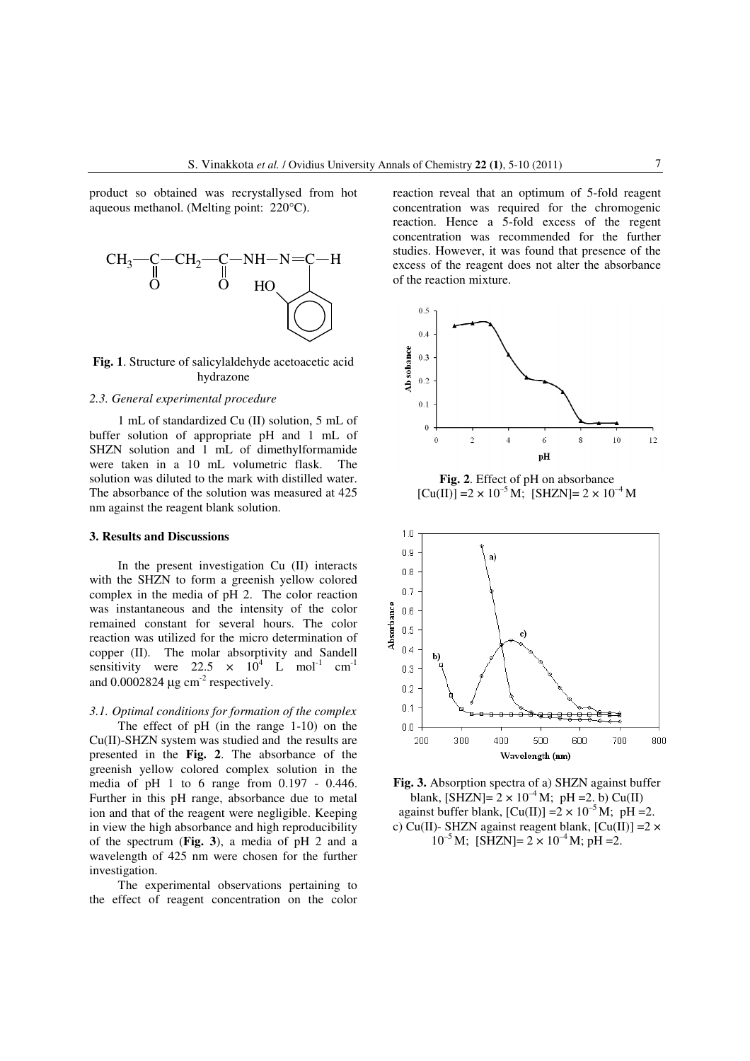product so obtained was recrystallysed from hot aqueous methanol. (Melting point: 220°C).

**Fig. 1**. Structure of salicylaldehyde acetoacetic acid hydrazone

*2.3. General experimental procedure*

1 mL of standardized Cu (II) solution, 5 mL of buffer solution of appropriate pH and 1 mL of SHZN solution and 1 mL of dimethylformamide were taken in a 10 mL volumetric flask. The solution was diluted to the mark with distilled water. The absorbance of the solution was measured at 425 nm against the reagent blank solution.

**3. Results and Discussions**

In the present investigation Cu (II) interacts with the SHZN to form a greenish yellow colored complex in the media of pH 2. The color reaction was instantaneous and the intensity of the color remained constant for several hours. The color reaction was utilized for the micro determination of copper (II). The molar absorptivity and Sandell sensitivity were $22.5 \times 10^4$ L mol$^{-1}$ cm$^{-1}$ and 0.0002824 μg cm$^{-2}$ respectively.

*3.1. Optimal conditions for formation of the complex*

The effect of pH (in the range 1-10) on the Cu(II)-SHZN system was studied and the results are presented in the **Fig. 2**. The absorbance of the greenish yellow colored complex solution in the media of pH 1 to 6 range from 0.197 - 0.446. Further in this pH range, absorbance due to metal ion and that of the reagent were negligible. Keeping in view the high absorbance and high reproducibility of the spectrum (**Fig. 3**), a media of pH 2 and a wavelength of 425 nm were chosen for the further investigation.

The experimental observations pertaining to the effect of reagent concentration on the color reaction reveal that an optimum of 5-fold reagent concentration was required for the chromogenic reaction. Hence a 5-fold excess of the regent concentration was recommended for the further studies. However, it was found that presence of the excess of the reagent does not alter the absorbance of the reaction mixture.

**Fig. 2**. Effect of pH on absorbance $[Cu(II)] = 2 \times 10^{-5}$ M; $[SHZN] = 2 \times 10^{-4}$ M

**Fig. 3.** Absorption spectra of a) SHZN against buffer blank, $[SHZN] = 2 \times 10^{-4}$ M; pH =2. b) Cu(II) against buffer blank, $[Cu(II)] = 2 \times 10^{-5}$ M; pH =2. c) Cu(II)- SHZN against reagent blank, $[Cu(II)] = 2 \times 10^{-5}$ M; $[SHZN] = 2 \times 10^{-4}$ M; pH =2.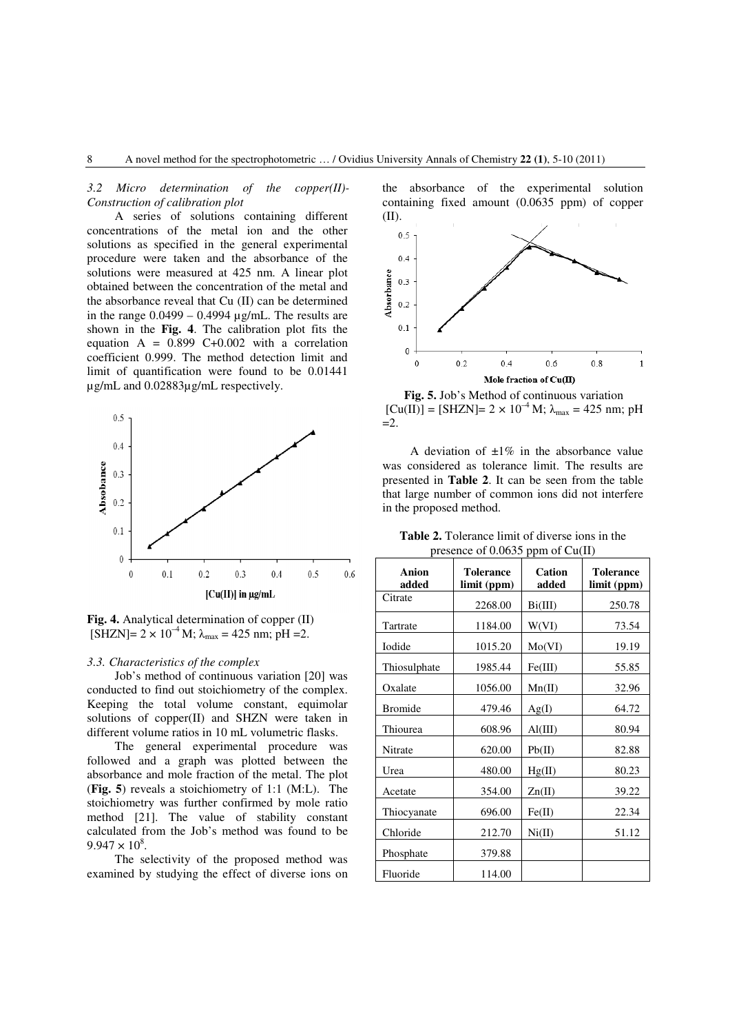### 3.2 Micro determination of the copper(II)-Construction of calibration plot

A series of solutions containing different concentrations of the metal ion and the other solutions as specified in the general experimental procedure were taken and the absorbance of the solutions were measured at 425 nm. A linear plot obtained between the concentration of the metal and the absorbance reveal that Cu (II) can be determined in the range 0.0499 – 0.4994 µg/mL. The results are shown in the **Fig. 4**. The calibration plot fits the equation A = 0.899 C+0.002 with a correlation coefficient 0.999. The method detection limit and limit of quantification were found to be 0.01441 µg/mL and 0.02883µg/mL respectively.

**Fig. 4.** Analytical determination of copper (II) [SHZN]= $2 \times 10^{-4}$ M; $\lambda_{max}$ = 425 nm; pH =2.

### 3.3. Characteristics of the complex

Job's method of continuous variation [20] was conducted to find out stoichiometry of the complex. Keeping the total volume constant, equimolar solutions of copper(II) and SHZN were taken in different volume ratios in 10 mL volumetric flasks.

The general experimental procedure was followed and a graph was plotted between the absorbance and mole fraction of the metal. The plot (**Fig. 5**) reveals a stoichiometry of 1:1 (M:L). The stoichiometry was further confirmed by mole ratio method [21]. The value of stability constant calculated from the Job's method was found to be $9.947 \times 10^{8}$.

The selectivity of the proposed method was examined by studying the effect of diverse ions on the absorbance of the experimental solution containing fixed amount (0.0635 ppm) of copper (II).

**Fig. 5.** Job's Method of continuous variation [Cu(II)] = [SHZN]= $2 \times 10^{-4}$ M; $\lambda_{max}$ = 425 nm; pH =2.

A deviation of ±1% in the absorbance value was considered as tolerance limit. The results are presented in **Table 2**. It can be seen from the table that large number of common ions did not interfere in the proposed method.

**Table 2.** Tolerance limit of diverse ions in the presence of 0.0635 ppm of Cu(II)

| Anion added | Tolerance limit (ppm) | Cation added | Tolerance limit (ppm) |
|---|---|---|---|
| Citrate | 2268.00 | Bi(III) | 250.78 |
| Tartrate | 1184.00 | W(VI) | 73.54 |
| Iodide | 1015.20 | Mo(VI) | 19.19 |
| Thiosulphate | 1985.44 | Fe(III) | 55.85 |
| Oxalate | 1056.00 | Mn(II) | 32.96 |
| Bromide | 479.46 | Ag(I) | 64.72 |
| Thiourea | 608.96 | Al(III) | 80.94 |
| Nitrate | 620.00 | Pb(II) | 82.88 |
| Urea | 480.00 | Hg(II) | 80.23 |
| Acetate | 354.00 | Zn(II) | 39.22 |
| Thiocyanate | 696.00 | Fe(II) | 22.34 |
| Chloride | 212.70 | Ni(II) | 51.12 |
| Phosphate | 379.88 | | |
| Fluoride | 114.00 | | |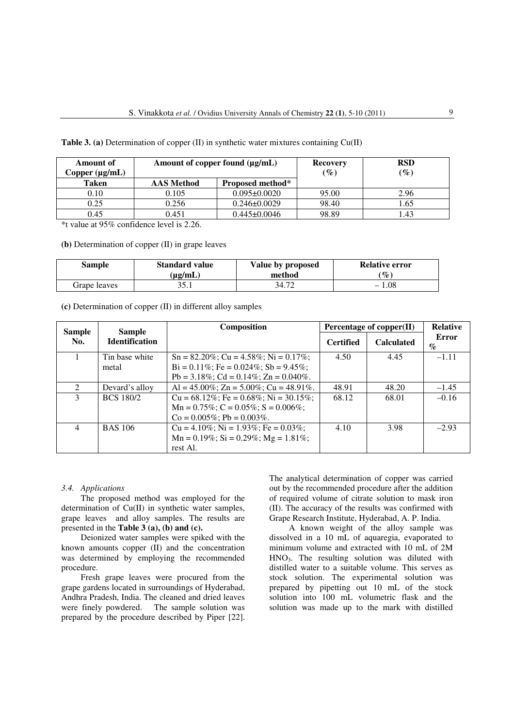**Table 3. (a)** Determination of copper (II) in synthetic water mixtures containing Cu(II)

| Amount of Copper (μg/mL) | Amount of copper found (μg/mL) | | Recovery (%) | RSD (%) |
|---|---|---|---|---|
| Taken | AAS Method | Proposed method* | | |
| 0.10 | 0.105 | 0.095±0.0020 | 95.00 | 2.96 |
| 0.25 | 0.256 | 0.246±0.0029 | 98.40 | 1.65 |
| 0.45 | 0.451 | 0.445±0.0046 | 98.89 | 1.43 |

*t value at 95% confidence level is 2.26.

**(b)** Determination of copper (II) in grape leaves

| Sample | Standard value (μg/mL) | Value by proposed method | Relative error (%) |
|---|---|---|---|
| Grape leaves | 35.1 | 34.72 | – 1.08 |

**(c)** Determination of copper (II) in different alloy samples

| Sample No. | Sample Identification | Composition | Percentage of copper(II) | | Relative Error % |
|---|---|---|---|---|---|
| | | | Certified | Calculated | |
| 1 | Tin base white metal | Sn = 82.20%; Cu = 4.58%; Ni = 0.17%; Bi = 0.11%; Fe = 0.024%; Sb = 9.45%; Pb = 3.18%; Cd = 0.14%; Zn = 0.040%. | 4.50 | 4.45 | −1.11 |
| 2 | Devard's alloy | Al = 45.00%; Zn = 5.00%; Cu = 48.91%. | 48.91 | 48.20 | −1.45 |
| 3 | BCS 180/2 | Cu = 68.12%; Fe = 0.68%; Ni = 30.15%; Mn = 0.75%; C = 0.05%; S = 0.006%; Co = 0.005%; Pb = 0.003%. | 68.12 | 68.01 | −0.16 |
| 4 | BAS 106 | Cu = 4.10%; Ni = 1.93%; Fe = 0.03%; Mn = 0.19%; Si = 0.29%; Mg = 1.81%; rest Al. | 4.10 | 3.98 | −2.93 |

### *3.4. Applications*

The proposed method was employed for the determination of Cu(II) in synthetic water samples, grape leaves and alloy samples. The results are presented in the **Table 3 (a), (b) and (c).**

Deionized water samples were spiked with the known amounts copper (II) and the concentration was determined by employing the recommended procedure.

Fresh grape leaves were procured from the grape gardens located in surroundings of Hyderabad, Andhra Pradesh, India. The cleaned and dried leaves were finely powdered. The sample solution was prepared by the procedure described by Piper [22]. The analytical determination of copper was carried out by the recommended procedure after the addition of required volume of citrate solution to mask iron (II). The accuracy of the results was confirmed with Grape Research Institute, Hyderabad, A. P. India.

A known weight of the alloy sample was dissolved in a 10 mL of aquaregia, evaporated to minimum volume and extracted with 10 mL of 2M $HNO_3$. The resulting solution was diluted with distilled water to a suitable volume. This serves as stock solution. The experimental solution was prepared by pipetting out 10 mL of the stock solution into 100 mL volumetric flask and the solution was made up to the mark with distilled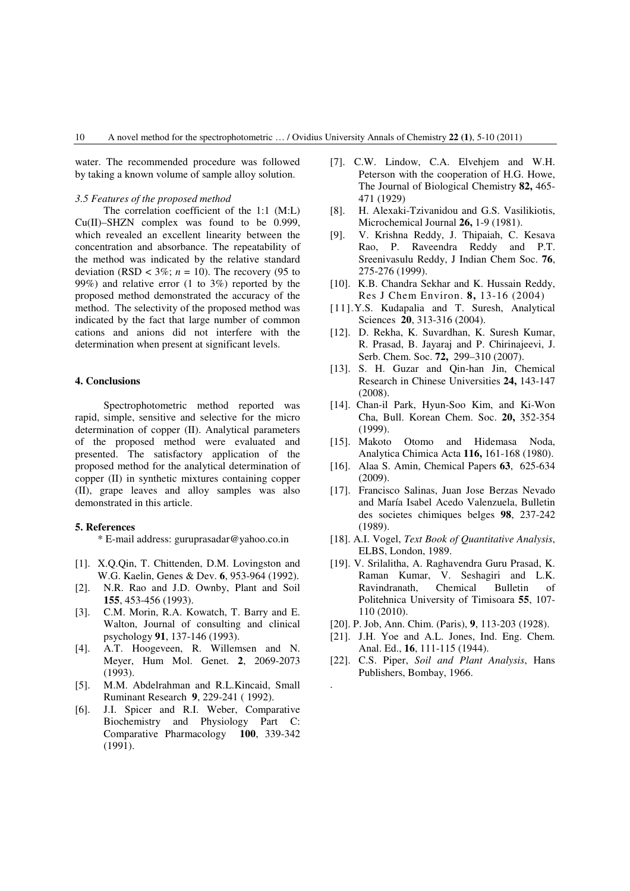water. The recommended procedure was followed by taking a known volume of sample alloy solution.

*3.5 Features of the proposed method*

The correlation coefficient of the 1:1 (M:L) Cu(II)–SHZN complex was found to be 0.999, which revealed an excellent linearity between the concentration and absorbance. The repeatability of the method was indicated by the relative standard deviation (RSD < 3%; $n$ = 10). The recovery (95 to 99%) and relative error (1 to 3%) reported by the proposed method demonstrated the accuracy of the method. The selectivity of the proposed method was indicated by the fact that large number of common cations and anions did not interfere with the determination when present at significant levels.

## 4. Conclusions

Spectrophotometric method reported was rapid, simple, sensitive and selective for the micro determination of copper (II). Analytical parameters of the proposed method were evaluated and presented. The satisfactory application of the proposed method for the analytical determination of copper (II) in synthetic mixtures containing copper (II), grape leaves and alloy samples was also demonstrated in this article.

## 5. References

\* E-mail address: guruprasadar@yahoo.co.in

[1]. X.Q.Qin, T. Chittenden, D.M. Lovingston and W.G. Kaelin, Genes & Dev. **6**, 953-964 (1992).

[2]. N.R. Rao and J.D. Ownby, Plant and Soil **155**, 453-456 (1993).

[3]. C.M. Morin, R.A. Kowatch, T. Barry and E. Walton, Journal of consulting and clinical psychology **91**, 137-146 (1993).

[4]. A.T. Hoogeveen, R. Willemsen and N. Meyer, Hum Mol. Genet. **2**, 2069-2073 (1993).

[5]. M.M. Abdelrahman and R.L.Kincaid, Small Ruminant Research **9**, 229-241 ( 1992).

[6]. J.I. Spicer and R.I. Weber, Comparative Biochemistry and Physiology Part C: Comparative Pharmacology **100**, 339-342 (1991).

[7]. C.W. Lindow, C.A. Elvehjem and W.H. Peterson with the cooperation of H.G. Howe, The Journal of Biological Chemistry **82,** 465-471 (1929)

[8]. H. Alexaki-Tzivanidou and G.S. Vasilikiotis, Microchemical Journal **26,** 1-9 (1981).

[9]. V. Krishna Reddy, J. Thipaiah, C. Kesava Rao, P. Raveendra Reddy and P.T. Sreenivasulu Reddy, J Indian Chem Soc. **76**, 275-276 (1999).

[10]. K.B. Chandra Sekhar and K. Hussain Reddy, Res J Chem Environ. **8,** 13-16 (2004)

[11]. Y.S. Kudapalia and T. Suresh, Analytical Sciences **20**, 313-316 (2004).

[12]. D. Rekha, K. Suvardhan, K. Suresh Kumar, R. Prasad, B. Jayaraj and P. Chirinajeevi, J. Serb. Chem. Soc. **72,** 299–310 (2007).

[13]. S. H. Guzar and Qin-han Jin, Chemical Research in Chinese Universities **24,** 143-147 (2008).

[14]. Chan-il Park, Hyun-Soo Kim, and Ki-Won Cha, Bull. Korean Chem. Soc. **20,** 352-354 (1999).

[15]. Makoto Otomo and Hidemasa Noda, Analytica Chimica Acta **116,** 161-168 (1980).

[16]. Alaa S. Amin, Chemical Papers **63**, 625-634 (2009).

[17]. Francisco Salinas, Juan Jose Berzas Nevado and María Isabel Acedo Valenzuela, Bulletin des societes chimiques belges **98**, 237-242 (1989).

[18]. A.I. Vogel, *Text Book of Quantitative Analysis*, ELBS, London, 1989.

[19]. V. Srilalitha, A. Raghavendra Guru Prasad, K. Raman Kumar, V. Seshagiri and L.K. Ravindranath, Chemical Bulletin of Politehnica University of Timisoara **55**, 107-110 (2010).

[20]. P. Job, Ann. Chim. (Paris), **9**, 113-203 (1928).

[21]. J.H. Yoe and A.L. Jones, Ind. Eng. Chem. Anal. Ed., **16**, 111-115 (1944).

[22]. C.S. Piper, *Soil and Plant Analysis*, Hans Publishers, Bombay, 1966.